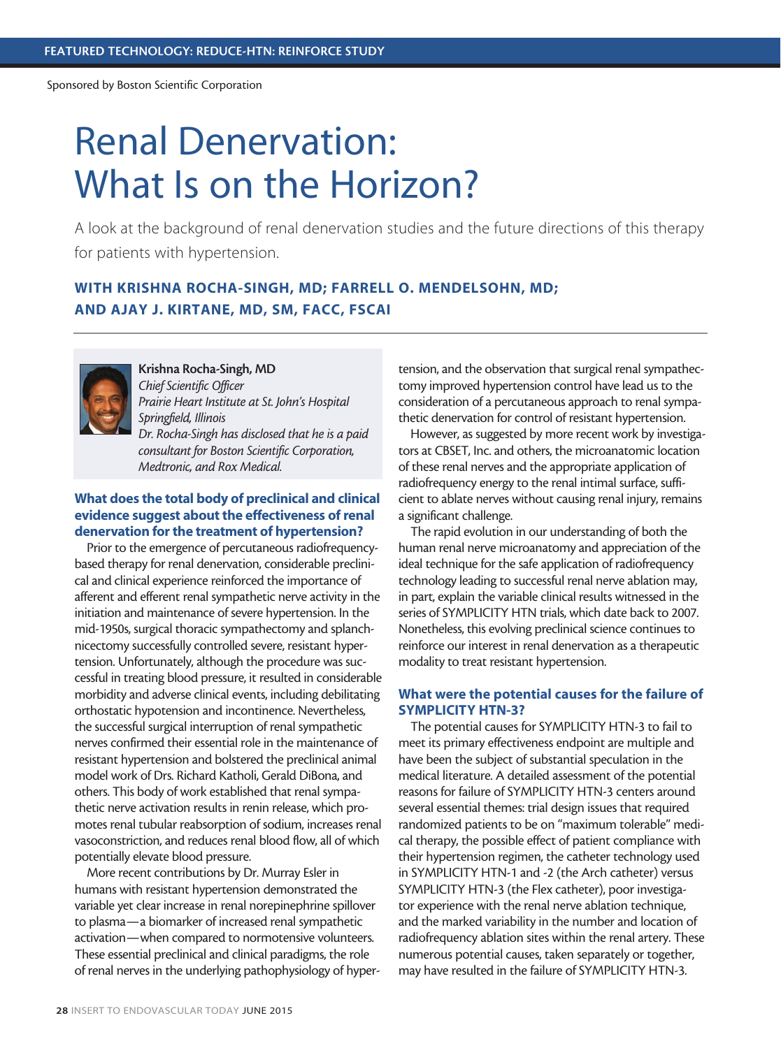FEATURED TECHNOLOGY: REDUCE-HTN: REINFORCE STUDY

Sponsored by Boston Scientific Corporation

# Renal Denervation: What Is on the Horizon?

A look at the background of renal denervation studies and the future directions of this therapy for patients with hypertension.

**WITH KRISHNA ROCHA-SINGH, MD; FARRELL O. MENDELSOHN, MD; AND AJAY J. KIRTANE, MD, SM, FACC, FSCAI**

**Krishna Rocha-Singh, MD**
*Chief Scientific Officer*
*Prairie Heart Institute at St. John's Hospital*
*Springfield, Illinois*
*Dr. Rocha-Singh has disclosed that he is a paid consultant for Boston Scientific Corporation, Medtronic, and Rox Medical.*

### What does the total body of preclinical and clinical evidence suggest about the effectiveness of renal denervation for the treatment of hypertension?

Prior to the emergence of percutaneous radiofrequency-based therapy for renal denervation, considerable preclinical and clinical experience reinforced the importance of afferent and efferent renal sympathetic nerve activity in the initiation and maintenance of severe hypertension. In the mid-1950s, surgical thoracic sympathectomy and splanchnicectomy successfully controlled severe, resistant hypertension. Unfortunately, although the procedure was successful in treating blood pressure, it resulted in considerable morbidity and adverse clinical events, including debilitating orthostatic hypotension and incontinence. Nevertheless, the successful surgical interruption of renal sympathetic nerves confirmed their essential role in the maintenance of resistant hypertension and bolstered the preclinical animal model work of Drs. Richard Katholi, Gerald DiBona, and others. This body of work established that renal sympathetic nerve activation results in renin release, which promotes renal tubular reabsorption of sodium, increases renal vasoconstriction, and reduces renal blood flow, all of which potentially elevate blood pressure.

More recent contributions by Dr. Murray Esler in humans with resistant hypertension demonstrated the variable yet clear increase in renal norepinephrine spillover to plasma—a biomarker of increased renal sympathetic activation—when compared to normotensive volunteers. These essential preclinical and clinical paradigms, the role of renal nerves in the underlying pathophysiology of hypertension, and the observation that surgical renal sympathectomy improved hypertension control have lead us to the consideration of a percutaneous approach to renal sympathetic denervation for control of resistant hypertension.

However, as suggested by more recent work by investigators at CBSET, Inc. and others, the microanatomic location of these renal nerves and the appropriate application of radiofrequency energy to the renal intimal surface, sufficient to ablate nerves without causing renal injury, remains a significant challenge.

The rapid evolution in our understanding of both the human renal nerve microanatomy and appreciation of the ideal technique for the safe application of radiofrequency technology leading to successful renal nerve ablation may, in part, explain the variable clinical results witnessed in the series of SYMPLICITY HTN trials, which date back to 2007. Nonetheless, this evolving preclinical science continues to reinforce our interest in renal denervation as a therapeutic modality to treat resistant hypertension.

### What were the potential causes for the failure of SYMPLICITY HTN-3?

The potential causes for SYMPLICITY HTN-3 to fail to meet its primary effectiveness endpoint are multiple and have been the subject of substantial speculation in the medical literature. A detailed assessment of the potential reasons for failure of SYMPLICITY HTN-3 centers around several essential themes: trial design issues that required randomized patients to be on "maximum tolerable" medical therapy, the possible effect of patient compliance with their hypertension regimen, the catheter technology used in SYMPLICITY HTN-1 and -2 (the Arch catheter) versus SYMPLICITY HTN-3 (the Flex catheter), poor investigator experience with the renal nerve ablation technique, and the marked variability in the number and location of radiofrequency ablation sites within the renal artery. These numerous potential causes, taken separately or together, may have resulted in the failure of SYMPLICITY HTN-3.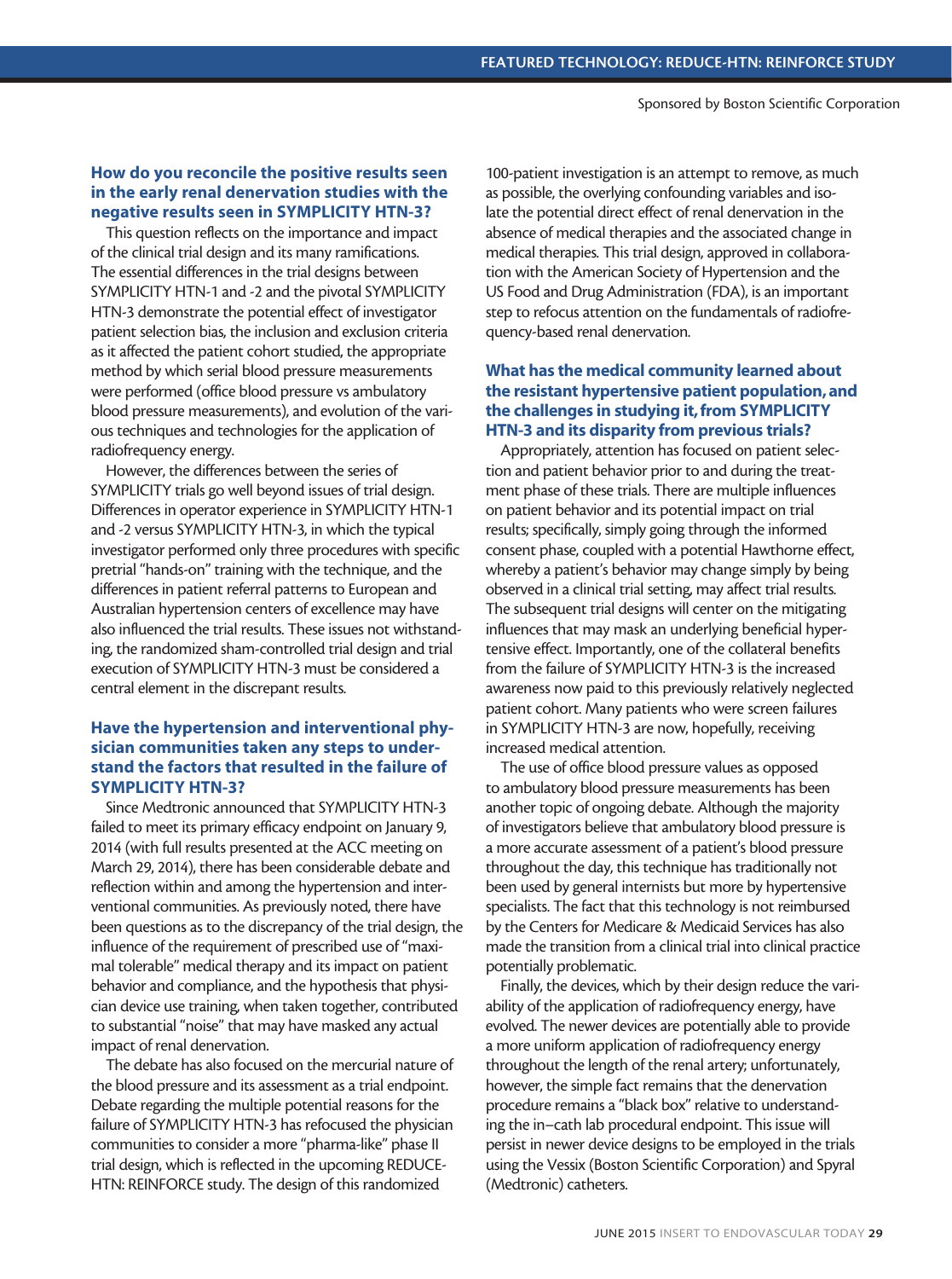**How do you reconcile the positive results seen in the early renal denervation studies with the negative results seen in SYMPLICITY HTN-3?**

This question reflects on the importance and impact of the clinical trial design and its many ramifications. The essential differences in the trial designs between SYMPLICITY HTN-1 and -2 and the pivotal SYMPLICITY HTN-3 demonstrate the potential effect of investigator patient selection bias, the inclusion and exclusion criteria as it affected the patient cohort studied, the appropriate method by which serial blood pressure measurements were performed (office blood pressure vs ambulatory blood pressure measurements), and evolution of the various techniques and technologies for the application of radiofrequency energy.

However, the differences between the series of SYMPLICITY trials go well beyond issues of trial design. Differences in operator experience in SYMPLICITY HTN-1 and -2 versus SYMPLICITY HTN-3, in which the typical investigator performed only three procedures with specific pretrial "hands-on" training with the technique, and the differences in patient referral patterns to European and Australian hypertension centers of excellence may have also influenced the trial results. These issues notwithstanding, the randomized sham-controlled trial design and trial execution of SYMPLICITY HTN-3 must be considered a central element in the discrepant results.

**Have the hypertension and interventional physician communities taken any steps to understand the factors that resulted in the failure of SYMPLICITY HTN-3?**

Since Medtronic announced that SYMPLICITY HTN-3 failed to meet its primary efficacy endpoint on January 9, 2014 (with full results presented at the ACC meeting on March 29, 2014), there has been considerable debate and reflection within and among the hypertension and interventional communities. As previously noted, there have been questions as to the discrepancy of the trial design, the influence of the requirement of prescribed use of "maximal tolerable" medical therapy and its impact on patient behavior and compliance, and the hypothesis that physician device use training, when taken together, contributed to substantial "noise" that may have masked any actual impact of renal denervation.

The debate has also focused on the mercurial nature of the blood pressure and its assessment as a trial endpoint. Debate regarding the multiple potential reasons for the failure of SYMPLICITY HTN-3 has refocused the physician communities to consider a more "pharma-like" phase II trial design, which is reflected in the upcoming REDUCE-HTN: REINFORCE study. The design of this randomized 100-patient investigation is an attempt to remove, as much as possible, the overlying confounding variables and isolate the potential direct effect of renal denervation in the absence of medical therapies and the associated change in medical therapies. This trial design, approved in collaboration with the American Society of Hypertension and the US Food and Drug Administration (FDA), is an important step to refocus attention on the fundamentals of radiofrequency-based renal denervation.

**What has the medical community learned about the resistant hypertensive patient population, and the challenges in studying it, from SYMPLICITY HTN-3 and its disparity from previous trials?**

Appropriately, attention has focused on patient selection and patient behavior prior to and during the treatment phase of these trials. There are multiple influences on patient behavior and its potential impact on trial results; specifically, simply going through the informed consent phase, coupled with a potential Hawthorne effect, whereby a patient's behavior may change simply by being observed in a clinical trial setting, may affect trial results. The subsequent trial designs will center on the mitigating influences that may mask an underlying beneficial hypertensive effect. Importantly, one of the collateral benefits from the failure of SYMPLICITY HTN-3 is the increased awareness now paid to this previously relatively neglected patient cohort. Many patients who were screen failures in SYMPLICITY HTN-3 are now, hopefully, receiving increased medical attention.

The use of office blood pressure values as opposed to ambulatory blood pressure measurements has been another topic of ongoing debate. Although the majority of investigators believe that ambulatory blood pressure is a more accurate assessment of a patient's blood pressure throughout the day, this technique has traditionally not been used by general internists but more by hypertensive specialists. The fact that this technology is not reimbursed by the Centers for Medicare & Medicaid Services has also made the transition from a clinical trial into clinical practice potentially problematic.

Finally, the devices, which by their design reduce the variability of the application of radiofrequency energy, have evolved. The newer devices are potentially able to provide a more uniform application of radiofrequency energy throughout the length of the renal artery; unfortunately, however, the simple fact remains that the denervation procedure remains a "black box" relative to understanding the in–cath lab procedural endpoint. This issue will persist in newer device designs to be employed in the trials using the Vessix (Boston Scientific Corporation) and Spyral (Medtronic) catheters.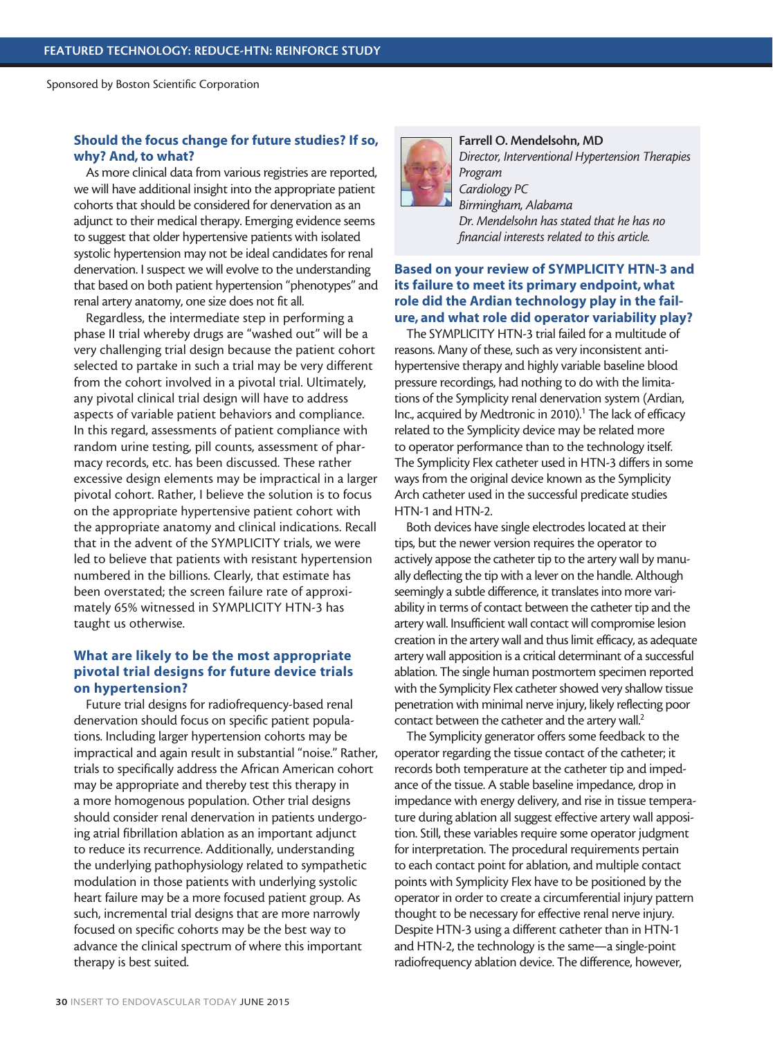Sponsored by Boston Scientific Corporation

### Should the focus change for future studies? If so, why? And, to what?

As more clinical data from various registries are reported, we will have additional insight into the appropriate patient cohorts that should be considered for denervation as an adjunct to their medical therapy. Emerging evidence seems to suggest that older hypertensive patients with isolated systolic hypertension may not be ideal candidates for renal denervation. I suspect we will evolve to the understanding that based on both patient hypertension "phenotypes" and renal artery anatomy, one size does not fit all.

Regardless, the intermediate step in performing a phase II trial whereby drugs are "washed out" will be a very challenging trial design because the patient cohort selected to partake in such a trial may be very different from the cohort involved in a pivotal trial. Ultimately, any pivotal clinical trial design will have to address aspects of variable patient behaviors and compliance. In this regard, assessments of patient compliance with random urine testing, pill counts, assessment of pharmacy records, etc. has been discussed. These rather excessive design elements may be impractical in a larger pivotal cohort. Rather, I believe the solution is to focus on the appropriate hypertensive patient cohort with the appropriate anatomy and clinical indications. Recall that in the advent of the SYMPLICITY trials, we were led to believe that patients with resistant hypertension numbered in the billions. Clearly, that estimate has been overstated; the screen failure rate of approximately 65% witnessed in SYMPLICITY HTN-3 has taught us otherwise.

### What are likely to be the most appropriate pivotal trial designs for future device trials on hypertension?

Future trial designs for radiofrequency-based renal denervation should focus on specific patient populations. Including larger hypertension cohorts may be impractical and again result in substantial "noise." Rather, trials to specifically address the African American cohort may be appropriate and thereby test this therapy in a more homogenous population. Other trial designs should consider renal denervation in patients undergoing atrial fibrillation ablation as an important adjunct to reduce its recurrence. Additionally, understanding the underlying pathophysiology related to sympathetic modulation in those patients with underlying systolic heart failure may be a more focused patient group. As such, incremental trial designs that are more narrowly focused on specific cohorts may be the best way to advance the clinical spectrum of where this important therapy is best suited.

**Farrell O. Mendelsohn, MD**
*Director, Interventional Hypertension Therapies Program*
*Cardiology PC*
*Birmingham, Alabama*
*Dr. Mendelsohn has stated that he has no financial interests related to this article.*

### Based on your review of SYMPLICITY HTN-3 and its failure to meet its primary endpoint, what role did the Ardian technology play in the failure, and what role did operator variability play?

The SYMPLICITY HTN-3 trial failed for a multitude of reasons. Many of these, such as very inconsistent antihypertensive therapy and highly variable baseline blood pressure recordings, had nothing to do with the limitations of the Symplicity renal denervation system (Ardian, Inc., acquired by Medtronic in 2010).[1] The lack of efficacy related to the Symplicity device may be related more to operator performance than to the technology itself. The Symplicity Flex catheter used in HTN-3 differs in some ways from the original device known as the Symplicity Arch catheter used in the successful predicate studies HTN-1 and HTN-2.

Both devices have single electrodes located at their tips, but the newer version requires the operator to actively appose the catheter tip to the artery wall by manually deflecting the tip with a lever on the handle. Although seemingly a subtle difference, it translates into more variability in terms of contact between the catheter tip and the artery wall. Insufficient wall contact will compromise lesion creation in the artery wall and thus limit efficacy, as adequate artery wall apposition is a critical determinant of a successful ablation. The single human postmortem specimen reported with the Symplicity Flex catheter showed very shallow tissue penetration with minimal nerve injury, likely reflecting poor contact between the catheter and the artery wall.[2]

The Symplicity generator offers some feedback to the operator regarding the tissue contact of the catheter; it records both temperature at the catheter tip and impedance of the tissue. A stable baseline impedance, drop in impedance with energy delivery, and rise in tissue temperature during ablation all suggest effective artery wall apposition. Still, these variables require some operator judgment for interpretation. The procedural requirements pertain to each contact point for ablation, and multiple contact points with Symplicity Flex have to be positioned by the operator in order to create a circumferential injury pattern thought to be necessary for effective renal nerve injury. Despite HTN-3 using a different catheter than in HTN-1 and HTN-2, the technology is the same—a single-point radiofrequency ablation device. The difference, however,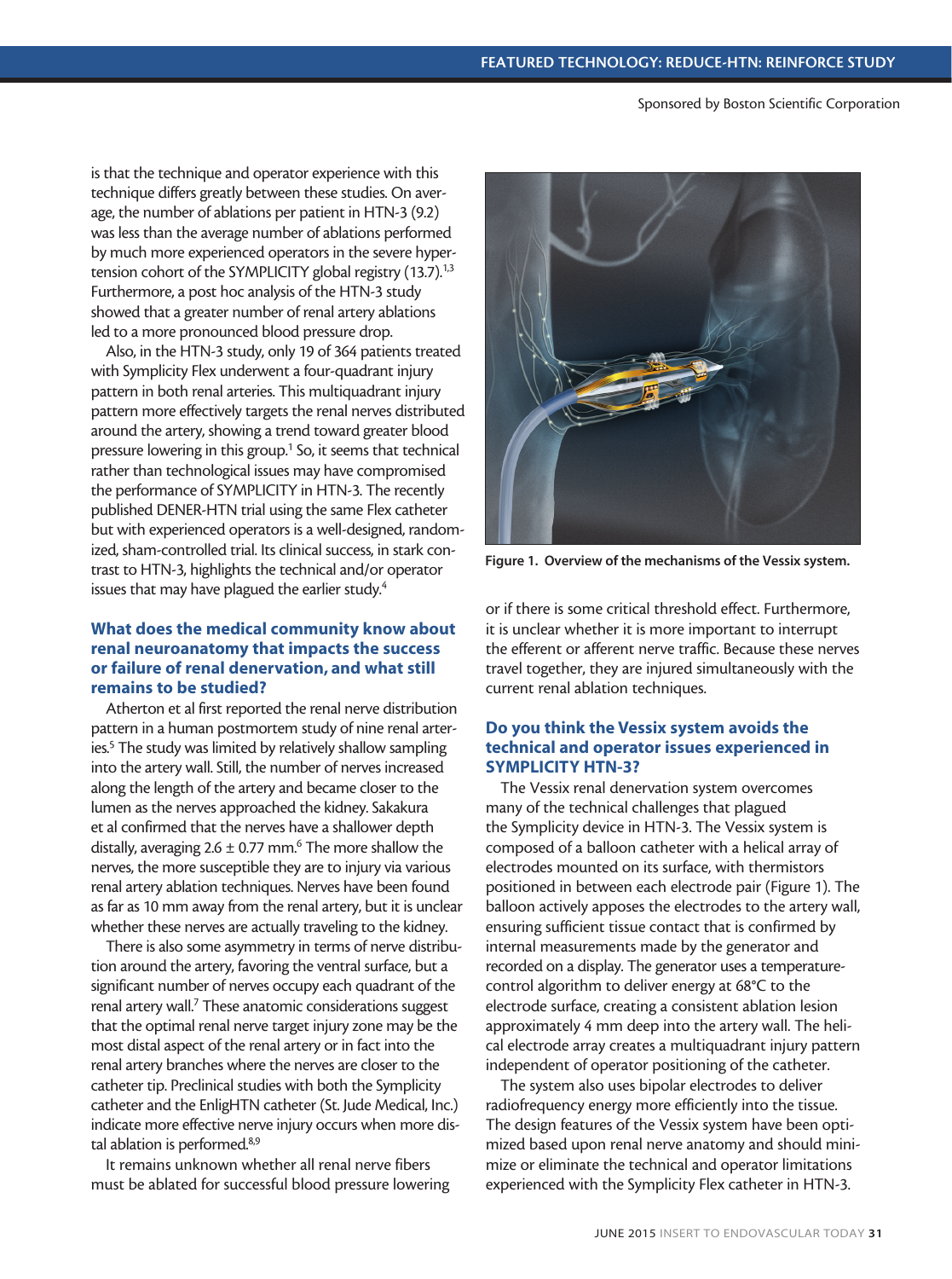is that the technique and operator experience with this technique differs greatly between these studies. On average, the number of ablations per patient in HTN-3 (9.2) was less than the average number of ablations performed by much more experienced operators in the severe hypertension cohort of the SYMPLICITY global registry (13.7).[1,3] Furthermore, a post hoc analysis of the HTN-3 study showed that a greater number of renal artery ablations led to a more pronounced blood pressure drop.

Also, in the HTN-3 study, only 19 of 364 patients treated with Symplicity Flex underwent a four-quadrant injury pattern in both renal arteries. This multiquadrant injury pattern more effectively targets the renal nerves distributed around the artery, showing a trend toward greater blood pressure lowering in this group.[1] So, it seems that technical rather than technological issues may have compromised the performance of SYMPLICITY in HTN-3. The recently published DENER-HTN trial using the same Flex catheter but with experienced operators is a well-designed, randomized, sham-controlled trial. Its clinical success, in stark contrast to HTN-3, highlights the technical and/or operator issues that may have plagued the earlier study.[4]

### What does the medical community know about renal neuroanatomy that impacts the success or failure of renal denervation, and what still remains to be studied?

Atherton et al first reported the renal nerve distribution pattern in a human postmortem study of nine renal arteries.[5] The study was limited by relatively shallow sampling into the artery wall. Still, the number of nerves increased along the length of the artery and became closer to the lumen as the nerves approached the kidney. Sakakura et al confirmed that the nerves have a shallower depth distally, averaging 2.6 ± 0.77 mm.[6] The more shallow the nerves, the more susceptible they are to injury via various renal artery ablation techniques. Nerves have been found as far as 10 mm away from the renal artery, but it is unclear whether these nerves are actually traveling to the kidney.

There is also some asymmetry in terms of nerve distribution around the artery, favoring the ventral surface, but a significant number of nerves occupy each quadrant of the renal artery wall.[7] These anatomic considerations suggest that the optimal renal nerve target injury zone may be the most distal aspect of the renal artery or in fact into the renal artery branches where the nerves are closer to the catheter tip. Preclinical studies with both the Symplicity catheter and the EnligHTN catheter (St. Jude Medical, Inc.) indicate more effective nerve injury occurs when more distal ablation is performed.[8,9]

It remains unknown whether all renal nerve fibers must be ablated for successful blood pressure lowering or if there is some critical threshold effect. Furthermore, it is unclear whether it is more important to interrupt the efferent or afferent nerve traffic. Because these nerves travel together, they are injured simultaneously with the current renal ablation techniques.

Figure 1. Overview of the mechanisms of the Vessix system.

### Do you think the Vessix system avoids the technical and operator issues experienced in SYMPLICITY HTN-3?

The Vessix renal denervation system overcomes many of the technical challenges that plagued the Symplicity device in HTN-3. The Vessix system is composed of a balloon catheter with a helical array of electrodes mounted on its surface, with thermistors positioned in between each electrode pair (Figure 1). The balloon actively apposes the electrodes to the artery wall, ensuring sufficient tissue contact that is confirmed by internal measurements made by the generator and recorded on a display. The generator uses a temperature-control algorithm to deliver energy at 68°C to the electrode surface, creating a consistent ablation lesion approximately 4 mm deep into the artery wall. The helical electrode array creates a multiquadrant injury pattern independent of operator positioning of the catheter.

The system also uses bipolar electrodes to deliver radiofrequency energy more efficiently into the tissue. The design features of the Vessix system have been optimized based upon renal nerve anatomy and should minimize or eliminate the technical and operator limitations experienced with the Symplicity Flex catheter in HTN-3.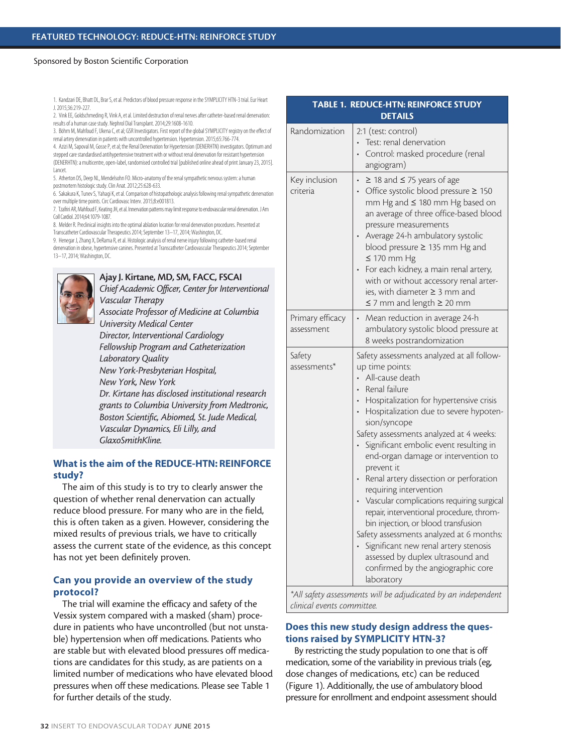1. Kandzari DE, Bhatt DL, Brar S, et al. Predictors of blood pressure response in the SYMPLICITY HTN-3 trial. Eur Heart J. 2015;36:219-227.
2. Vink EE, Goldschmeding R, Vink A, et al. Limited destruction of renal nerves after catheter-based renal denervation: results of a human case study. Nephrol Dial Transplant. 2014;29:1608-1610.
3. Böhm M, Mahfoud F, Ukena C, et al; GSR Investigators. First report of the global SYMPLICITY registry on the effect of renal artery denervation in patients with uncontrolled hypertension. Hypertension. 2015;65:766-774.
4. Azizi M, Sapoval M, Gosse P, et al; the Renal Denervation for Hypertension (DENERHTN) investigators. Optimum and stepped care standardised antihypertensive treatment with or without renal denervation for resistant hypertension (DENERHTN): a multicentre, open-label, randomised controlled trial [published online ahead of print January 23, 2015]. Lancet.
5. Atherton DS, Deep NL, Mendelsohn FO. Micro-anatomy of the renal sympathetic nervous system: a human postmortem histologic study. Clin Anat. 2012;25:628-633.
6. Sakakura K, Tunev S, Yahagi K, et al. Comparison of histopathologic analysis following renal sympathetic denervation over multiple time points. Circ Cardiovasc Interv. 2015;8:e001813.
7. Tzafriri AR, Mahfoud F, Keating JH, et al. Innervation patterns may limit response to endovascular renal denervation. J Am Coll Cardiol. 2014;64:1079-1087.
8. Melder R. Preclinical insights into the optimal ablation location for renal denervation procedures. Presented at Transcatheter Cardiovascular Therapeutics 2014; September 13–17, 2014; Washington, DC.
9. Henegar J, Zhang X, DeRama R, et al. Histologic analysis of renal nerve injury following catheter-based renal denervation in obese, hypertensive canines. Presented at Transcatheter Cardiovascular Therapeutics 2014; September 13–17, 2014; Washington, DC.

**Ajay J. Kirtane, MD, SM, FACC, FSCAI**
*Chief Academic Officer, Center for Interventional Vascular Therapy*
*Associate Professor of Medicine at Columbia University Medical Center*
*Director, Interventional Cardiology Fellowship Program and Catheterization Laboratory Quality*
*New York-Presbyterian Hospital,*
*New York, New York*
*Dr. Kirtane has disclosed institutional research grants to Columbia University from Medtronic, Boston Scientific, Abiomed, St. Jude Medical, Vascular Dynamics, Eli Lilly, and GlaxoSmithKline.*

## What is the aim of the REDUCE-HTN: REINFORCE study?

The aim of this study is to try to clearly answer the question of whether renal denervation can actually reduce blood pressure. For many who are in the field, this is often taken as a given. However, considering the mixed results of previous trials, we have to critically assess the current state of the evidence, as this concept has not yet been definitely proven.

## Can you provide an overview of the study protocol?

The trial will examine the efficacy and safety of the Vessix system compared with a masked (sham) procedure in patients who have uncontrolled (but not unstable) hypertension when off medications. Patients who are stable but with elevated blood pressures off medications are candidates for this study, as are patients on a limited number of medications who have elevated blood pressures when off these medications. Please see Table 1 for further details of the study.

**TABLE 1. REDUCE-HTN: REINFORCE STUDY DETAILS**

| | |
|---|---|
| Randomization | 2:1 (test: control)<br>• Test: renal denervation<br>• Control: masked procedure (renal angiogram) |
| Key inclusion criteria | • ≥ 18 and ≤ 75 years of age<br>• Office systolic blood pressure ≥ 150 mm Hg and ≤ 180 mm Hg based on an average of three office-based blood pressure measurements<br>• Average 24-h ambulatory systolic blood pressure ≥ 135 mm Hg and ≤ 170 mm Hg<br>• For each kidney, a main renal artery, with or without accessory renal arteries, with diameter ≥ 3 mm and ≤ 7 mm and length ≥ 20 mm |
| Primary efficacy assessment | • Mean reduction in average 24-h ambulatory systolic blood pressure at 8 weeks postrandomization |
| Safety assessments* | Safety assessments analyzed at all follow-up time points:<br>• All-cause death<br>• Renal failure<br>• Hospitalization for hypertensive crisis<br>• Hospitalization due to severe hypotension/syncope<br>Safety assessments analyzed at 4 weeks:<br>• Significant embolic event resulting in end-organ damage or intervention to prevent it<br>• Renal artery dissection or perforation requiring intervention<br>• Vascular complications requiring surgical repair, interventional procedure, thrombin injection, or blood transfusion<br>Safety assessments analyzed at 6 months:<br>• Significant new renal artery stenosis assessed by duplex ultrasound and confirmed by the angiographic core laboratory |

*\*All safety assessments will be adjudicated by an independent clinical events committee.*

## Does this new study design address the questions raised by SYMPLICITY HTN-3?

By restricting the study population to one that is off medication, some of the variability in previous trials (eg, dose changes of medications, etc) can be reduced (Figure 1). Additionally, the use of ambulatory blood pressure for enrollment and endpoint assessment should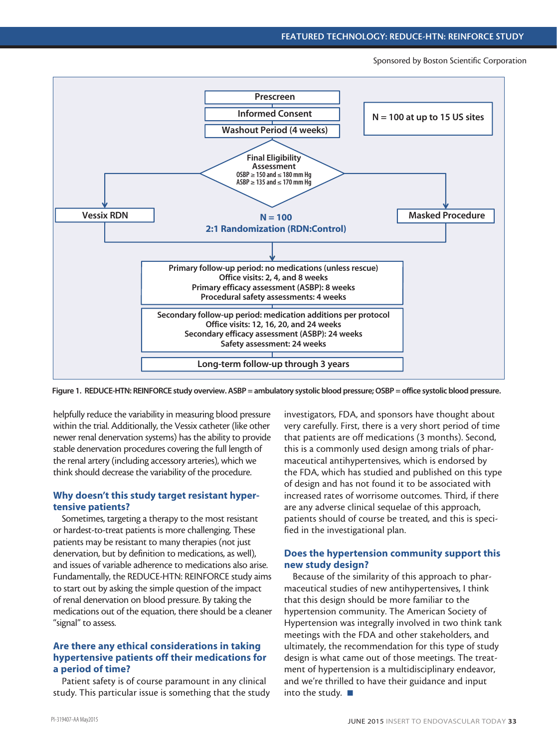Sponsored by Boston Scientific Corporation

Prescreen

Informed Consent

Washout Period (4 weeks)

N = 100 at up to 15 US sites

Final Eligibility Assessment
OSBP ≥ 150 and ≤ 180 mm Hg
ASBP ≥ 135 and ≤ 170 mm Hg

Vessix RDN

N = 100
2:1 Randomization (RDN:Control)

Masked Procedure

Primary follow-up period: no medications (unless rescue)
Office visits: 2, 4, and 8 weeks
Primary efficacy assessment (ASBP): 8 weeks
Procedural safety assessments: 4 weeks

Secondary follow-up period: medication additions per protocol
Office visits: 12, 16, 20, and 24 weeks
Secondary efficacy assessment (ASBP): 24 weeks
Safety assessment: 24 weeks

Long-term follow-up through 3 years

**Figure 1. REDUCE-HTN: REINFORCE study overview. ASBP = ambulatory systolic blood pressure; OSBP = office systolic blood pressure.**

helpfully reduce the variability in measuring blood pressure within the trial. Additionally, the Vessix catheter (like other newer renal denervation systems) has the ability to provide stable denervation procedures covering the full length of the renal artery (including accessory arteries), which we think should decrease the variability of the procedure.

### Why doesn't this study target resistant hypertensive patients?

Sometimes, targeting a therapy to the most resistant or hardest-to-treat patients is more challenging. These patients may be resistant to many therapies (not just denervation, but by definition to medications, as well), and issues of variable adherence to medications also arise. Fundamentally, the REDUCE-HTN: REINFORCE study aims to start out by asking the simple question of the impact of renal denervation on blood pressure. By taking the medications out of the equation, there should be a cleaner "signal" to assess.

### Are there any ethical considerations in taking hypertensive patients off their medications for a period of time?

Patient safety is of course paramount in any clinical study. This particular issue is something that the study investigators, FDA, and sponsors have thought about very carefully. First, there is a very short period of time that patients are off medications (3 months). Second, this is a commonly used design among trials of pharmaceutical antihypertensives, which is endorsed by the FDA, which has studied and published on this type of design and has not found it to be associated with increased rates of worrisome outcomes. Third, if there are any adverse clinical sequelae of this approach, patients should of course be treated, and this is specified in the investigational plan.

### Does the hypertension community support this new study design?

Because of the similarity of this approach to pharmaceutical studies of new antihypertensives, I think that this design should be more familiar to the hypertension community. The American Society of Hypertension was integrally involved in two think tank meetings with the FDA and other stakeholders, and ultimately, the recommendation for this type of study design is what came out of those meetings. The treatment of hypertension is a multidisciplinary endeavor, and we're thrilled to have their guidance and input into the study. ■

PI-319407-AA May2015